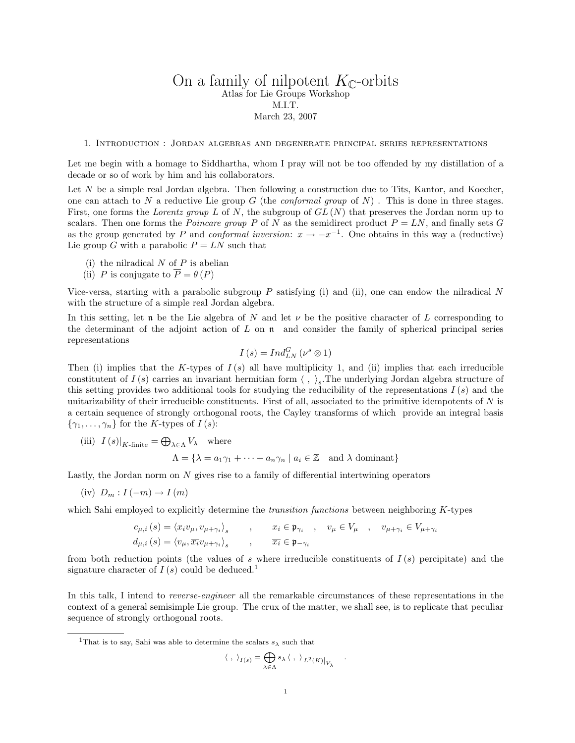# On a family of nilpotent $K_{\mathbb{C}}$-orbits

Atlas for Lie Groups Workshop
M.I.T.
March 23, 2007

## 1. Introduction : Jordan algebras and degenerate principal series representations

Let me begin with a homage to Siddhartha, whom I pray will not be too offended by my distillation of a decade or so of work by him and his collaborators.

Let $N$ be a simple real Jordan algebra. Then following a construction due to Tits, Kantor, and Koecher, one can attach to $N$ a reductive Lie group $G$ (the *conformal group* of $N$) . This is done in three stages. First, one forms the *Lorentz group* $L$ of $N$, the subgroup of $GL(N)$ that preserves the Jordan norm up to scalars. Then one forms the *Poincare group* $P$ of $N$ as the semidirect product $P = LN$, and finally sets $G$ as the group generated by $P$ and *conformal inversion*: $x \to -x^{-1}$. One obtains in this way a (reductive) Lie group $G$ with a parabolic $P = LN$ such that

- (i) the nilradical $N$ of $P$ is abelian
- (ii) $P$ is conjugate to $\overline{P} = \theta(P)$

Vice-versa, starting with a parabolic subgroup $P$ satisfying (i) and (ii), one can endow the nilradical $N$ with the structure of a simple real Jordan algebra.

In this setting, let $\mathfrak{n}$ be the Lie algebra of $N$ and let $\nu$ be the positive character of $L$ corresponding to the determinant of the adjoint action of $L$ on $\mathfrak{n}$ and consider the family of spherical principal series representations

$$I(s) = Ind_{LN}^{G}(\nu^{s} \otimes 1)$$

Then (i) implies that the $K$-types of $I(s)$ all have multiplicity 1, and (ii) implies that each irreducible constituent of $I(s)$ carries an invariant hermitian form $\langle\ ,\ \rangle_s$.The underlying Jordan algebra structure of this setting provides two additional tools for studying the reducibility of the representations $I(s)$ and the unitarizability of their irreducible constituents. First of all, associated to the primitive idempotents of $N$ is a certain sequence of strongly orthogonal roots, the Cayley transforms of which provide an integral basis $\{\gamma_1, \ldots, \gamma_n\}$ for the $K$-types of $I(s)$:

(iii) $I(s)|_{K\text{-finite}} = \bigoplus_{\lambda\in\Lambda} V_\lambda$ where

$$\Lambda = \{\lambda = a_1\gamma_1 + \cdots + a_n\gamma_n \mid a_i \in \mathbb{Z} \quad \text{and } \lambda \text{ dominant}\}$$

Lastly, the Jordan norm on $N$ gives rise to a family of differential intertwining operators

(iv) $D_m : I(-m) \to I(m)$

which Sahi employed to explicitly determine the *transition functions* between neighboring $K$-types

$$c_{\mu,i}(s) = \langle x_i v_\mu, v_{\mu+\gamma_i}\rangle_s \quad , \quad x_i \in \mathfrak{p}_{\gamma_i} \quad , \quad v_\mu \in V_\mu \quad , \quad v_{\mu+\gamma_i} \in V_{\mu+\gamma_i}$$
$$d_{\mu,i}(s) = \langle v_\mu, \overline{x_i} v_{\mu+\gamma_i}\rangle_s \quad , \quad \overline{x_i} \in \mathfrak{p}_{-\gamma_i}$$

from both reduction points (the values of $s$ where irreducible constituents of $I(s)$ percipitate) and the signature character of $I(s)$ could be deduced.[1]

In this talk, I intend to *reverse-engineer* all the remarkable circumstances of these representations in the context of a general semisimple Lie group. The crux of the matter, we shall see, is to replicate that peculiar sequence of strongly orthogonal roots.

[1] That is to say, Sahi was able to determine the scalars $s_\lambda$ such that

$$\langle\ ,\ \rangle_{I(s)} = \bigoplus_{\lambda\in\Lambda} s_\lambda \langle\ ,\ \rangle_{L^2(K)}\big|_{V_\lambda} \quad .$$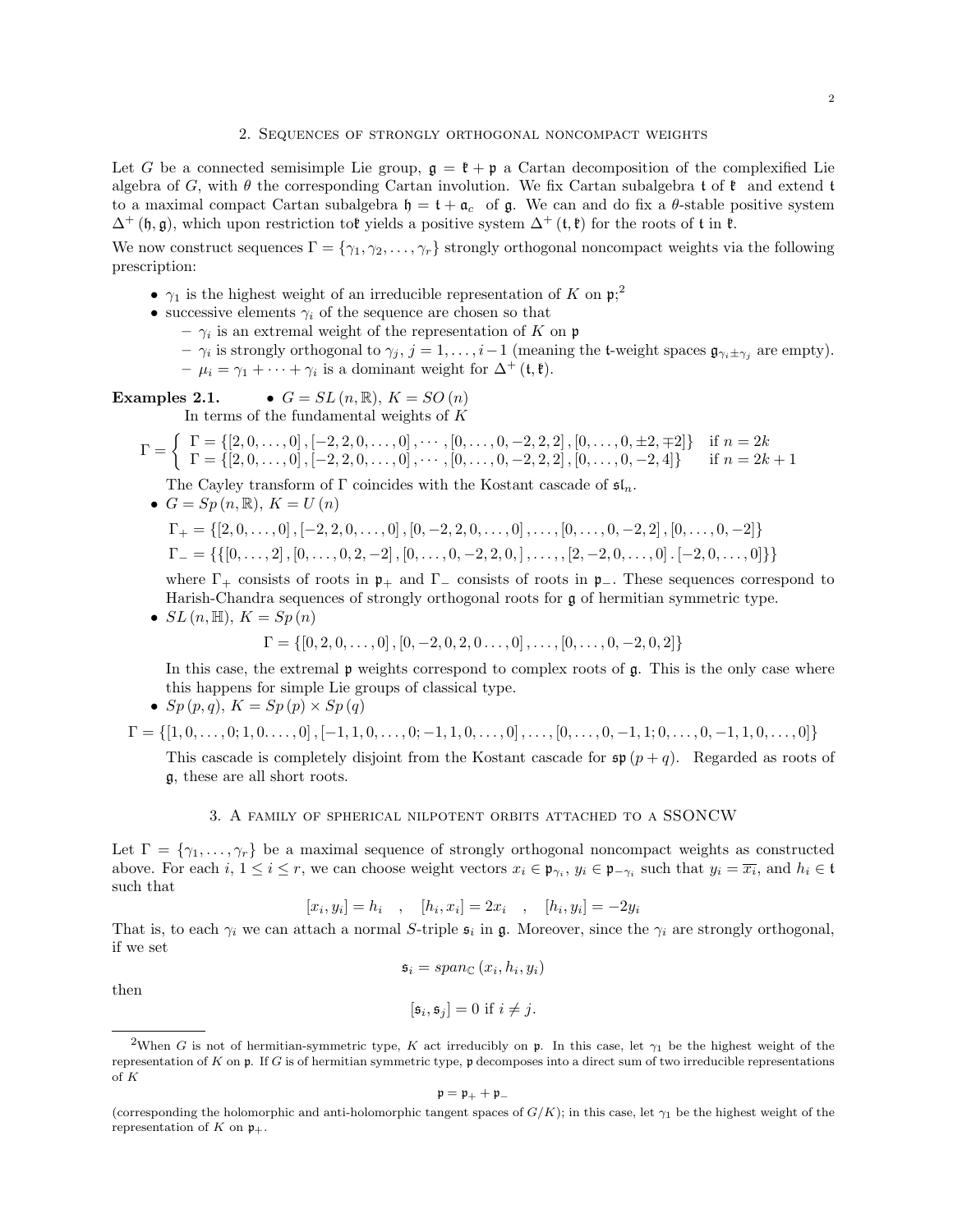## 2. Sequences of strongly orthogonal noncompact weights

Let $G$ be a connected semisimple Lie group, $\mathfrak{g} = \mathfrak{k} + \mathfrak{p}$ a Cartan decomposition of the complexified Lie algebra of $G$, with $\theta$ the corresponding Cartan involution. We fix Cartan subalgebra $\mathfrak{t}$ of $\mathfrak{k}$ and extend $\mathfrak{t}$ to a maximal compact Cartan subalgebra $\mathfrak{h} = \mathfrak{t} + \mathfrak{a}_c$ of $\mathfrak{g}$. We can and do fix a $\theta$-stable positive system $\Delta^+(\mathfrak{h}, \mathfrak{g})$, which upon restriction to $\mathfrak{k}$ yields a positive system $\Delta^+(\mathfrak{t}, \mathfrak{k})$ for the roots of $\mathfrak{t}$ in $\mathfrak{k}$.

We now construct sequences $\Gamma = \{\gamma_1, \gamma_2, \ldots, \gamma_r\}$ strongly orthogonal noncompact weights via the following prescription:

- $\gamma_1$ is the highest weight of an irreducible representation of $K$ on $\mathfrak{p}$;[2]
- successive elements $\gamma_i$ of the sequence are chosen so that
  - $\gamma_i$ is an extremal weight of the representation of $K$ on $\mathfrak{p}$
  - $\gamma_i$ is strongly orthogonal to $\gamma_j$, $j = 1, \ldots, i-1$ (meaning the $\mathfrak{t}$-weight spaces $\mathfrak{g}_{\gamma_i \pm \gamma_j}$ are empty).
  - $\mu_i = \gamma_1 + \cdots + \gamma_i$ is a dominant weight for $\Delta^+(\mathfrak{t}, \mathfrak{k})$.

**Examples 2.1.**

- $G = SL(n, \mathbb{R})$, $K = SO(n)$

  In terms of the fundamental weights of $K$

$$\Gamma = \begin{cases} \Gamma = \{[2,0,\ldots,0], [-2,2,0,\ldots,0], \cdots, [0,\ldots,0,-2,2,2], [0,\ldots,0,\pm 2, \mp 2]\} & \text{if } n = 2k \\ \Gamma = \{[2,0,\ldots,0], [-2,2,0,\ldots,0], \cdots, [0,\ldots,0,-2,2,2], [0,\ldots,0,-2,4]\} & \text{if } n = 2k+1 \end{cases}$$

  The Cayley transform of $\Gamma$ coincides with the Kostant cascade of $\mathfrak{sl}_n$.

- $G = Sp(n, \mathbb{R})$, $K = U(n)$

$$\Gamma_+ = \{[2,0,\ldots,0], [-2,2,0,\ldots,0], [0,-2,2,0,\ldots,0], \ldots, [0,\ldots,0,-2,2], [0,\ldots,0,-2]\}$$

$$\Gamma_- = \{\{[0,\ldots,2], [0,\ldots,0,2,-2], [0,\ldots,0,-2,2,0,], \ldots,, [2,-2,0,\ldots,0] . [-2,0,\ldots,0]\}\}$$

  where $\Gamma_+$ consists of roots in $\mathfrak{p}_+$ and $\Gamma_-$ consists of roots in $\mathfrak{p}_-$. These sequences correspond to Harish-Chandra sequences of strongly orthogonal roots for $\mathfrak{g}$ of hermitian symmetric type.

- $SL(n, \mathbb{H})$, $K = Sp(n)$

$$\Gamma = \{[0,2,0,\ldots,0], [0,-2,0,2,0\ldots,0], \ldots, [0,\ldots,0,-2,0,2]\}$$

  In this case, the extremal $\mathfrak{p}$ weights correspond to complex roots of $\mathfrak{g}$. This is the only case where this happens for simple Lie groups of classical type.

- $Sp(p,q)$, $K = Sp(p) \times Sp(q)$

$$\Gamma = \{[1,0,\ldots,0;1,0.\ldots,0], [-1,1,0,\ldots,0;-1,1,0,\ldots,0], \ldots, [0,\ldots,0,-1,1;0,\ldots,0,-1,1,0,\ldots,0]\}$$

  This cascade is completely disjoint from the Kostant cascade for $\mathfrak{sp}(p+q)$. Regarded as roots of $\mathfrak{g}$, these are all short roots.

## 3. A family of spherical nilpotent orbits attached to a SSONCW

Let $\Gamma = \{\gamma_1, \ldots, \gamma_r\}$ be a maximal sequence of strongly orthogonal noncompact weights as constructed above. For each $i$, $1 \le i \le r$, we can choose weight vectors $x_i \in \mathfrak{p}_{\gamma_i}$, $y_i \in \mathfrak{p}_{-\gamma_i}$ such that $y_i = \overline{x_i}$, and $h_i \in \mathfrak{t}$ such that

$$[x_i, y_i] = h_i \quad , \quad [h_i, x_i] = 2x_i \quad , \quad [h_i, y_i] = -2y_i$$

That is, to each $\gamma_i$ we can attach a normal $S$-triple $\mathfrak{s}_i$ in $\mathfrak{g}$. Moreover, since the $\gamma_i$ are strongly orthogonal, if we set

$$\mathfrak{s}_i = span_{\mathbb{C}}(x_i, h_i, y_i)$$

then

$$[\mathfrak{s}_i, \mathfrak{s}_j] = 0 \text{ if } i \neq j.$$

---

[2] When $G$ is not of hermitian-symmetric type, $K$ act irreducibly on $\mathfrak{p}$. In this case, let $\gamma_1$ be the highest weight of the representation of $K$ on $\mathfrak{p}$. If $G$ is of hermitian symmetric type, $\mathfrak{p}$ decomposes into a direct sum of two irreducible representations of $K$

$$\mathfrak{p} = \mathfrak{p}_+ + \mathfrak{p}_-$$

(corresponding the holomorphic and anti-holomorphic tangent spaces of $G/K$); in this case, let $\gamma_1$ be the highest weight of the representation of $K$ on $\mathfrak{p}_+$.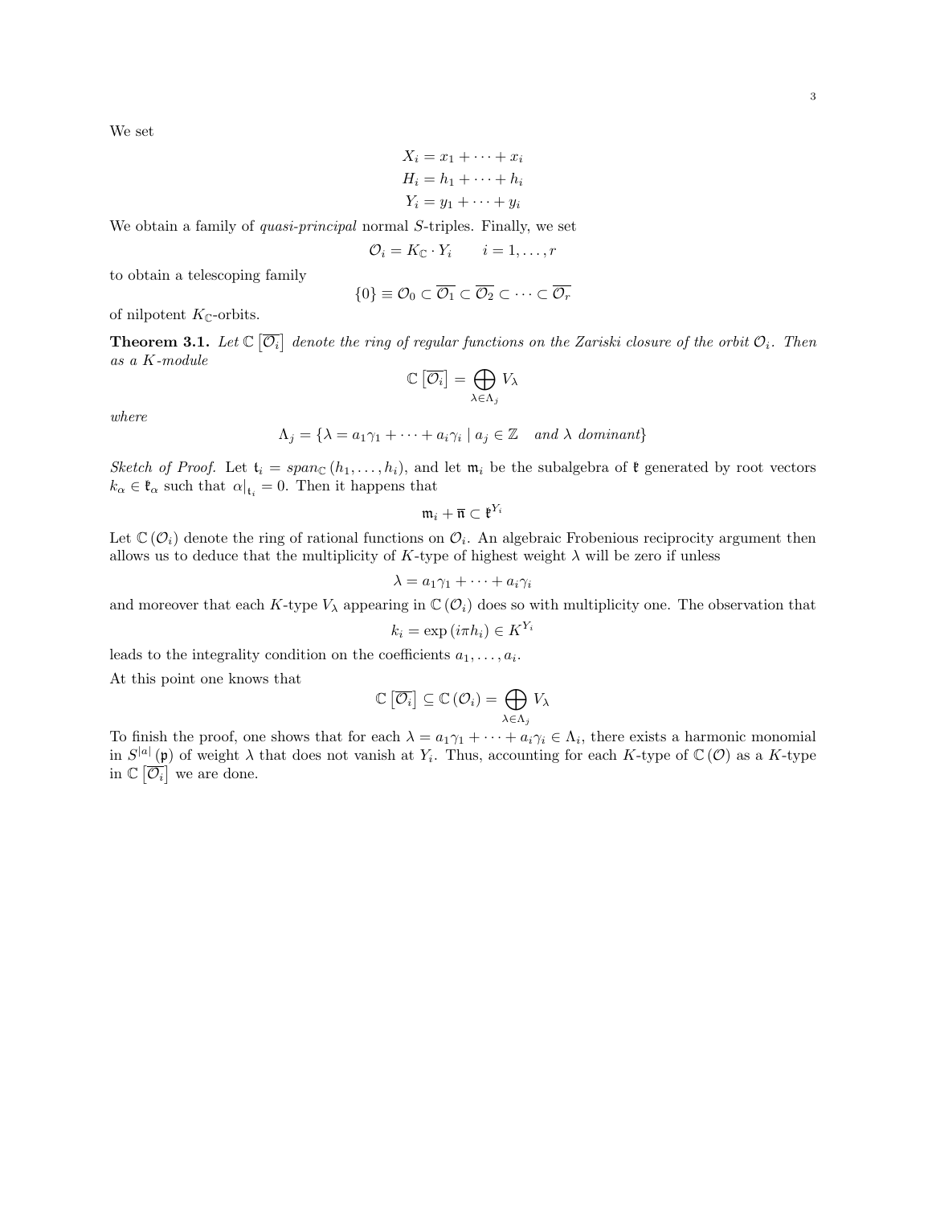We set

$$
\begin{aligned}
X_i &= x_1 + \cdots + x_i \\
H_i &= h_1 + \cdots + h_i \\
Y_i &= y_1 + \cdots + y_i
\end{aligned}
$$

We obtain a family of *quasi-principal* normal $S$-triples. Finally, we set

$$
\mathcal{O}_i = K_{\mathbb{C}} \cdot Y_i \qquad i = 1, \ldots, r
$$

to obtain a telescoping family

$$
\{0\} \equiv \mathcal{O}_0 \subset \overline{\mathcal{O}_1} \subset \overline{\mathcal{O}_2} \subset \cdots \subset \overline{\mathcal{O}_r}
$$

of nilpotent $K_{\mathbb{C}}$-orbits.

**Theorem 3.1.** *Let $\mathbb{C}\left[\overline{\mathcal{O}_i}\right]$ denote the ring of regular functions on the Zariski closure of the orbit $\mathcal{O}_i$. Then as a $K$-module*

$$
\mathbb{C}\left[\overline{\mathcal{O}_i}\right] = \bigoplus_{\lambda \in \Lambda_j} V_\lambda
$$

*where*

$$
\Lambda_j = \{\lambda = a_1\gamma_1 + \cdots + a_i\gamma_i \mid a_j \in \mathbb{Z} \quad \text{and } \lambda \text{ dominant}\}
$$

*Sketch of Proof.* Let $\mathfrak{t}_i = span_{\mathbb{C}}(h_1, \ldots, h_i)$, and let $\mathfrak{m}_i$ be the subalgebra of $\mathfrak{k}$ generated by root vectors $k_\alpha \in \mathfrak{k}_\alpha$ such that $\alpha|_{\mathfrak{t}_i} = 0$. Then it happens that

$$
\mathfrak{m}_i + \overline{\mathfrak{n}} \subset \mathfrak{k}^{Y_i}
$$

Let $\mathbb{C}(\mathcal{O}_i)$ denote the ring of rational functions on $\mathcal{O}_i$. An algebraic Frobenious reciprocity argument then allows us to deduce that the multiplicity of $K$-type of highest weight $\lambda$ will be zero if unless

$$
\lambda = a_1\gamma_1 + \cdots + a_i\gamma_i
$$

and moreover that each $K$-type $V_\lambda$ appearing in $\mathbb{C}(\mathcal{O}_i)$ does so with multiplicity one. The observation that

$$
k_i = \exp(i\pi h_i) \in K^{Y_i}
$$

leads to the integrality condition on the coefficients $a_1, \ldots, a_i$.

At this point one knows that

$$
\mathbb{C}\left[\overline{\mathcal{O}_i}\right] \subseteq \mathbb{C}(\mathcal{O}_i) = \bigoplus_{\lambda \in \Lambda_j} V_\lambda
$$

To finish the proof, one shows that for each $\lambda = a_1\gamma_1 + \cdots + a_i\gamma_i \in \Lambda_i$, there exists a harmonic monomial in $S^{|a|}(\mathfrak{p})$ of weight $\lambda$ that does not vanish at $Y_i$. Thus, accounting for each $K$-type of $\mathbb{C}(\mathcal{O})$ as a $K$-type in $\mathbb{C}\left[\overline{\mathcal{O}_i}\right]$ we are done.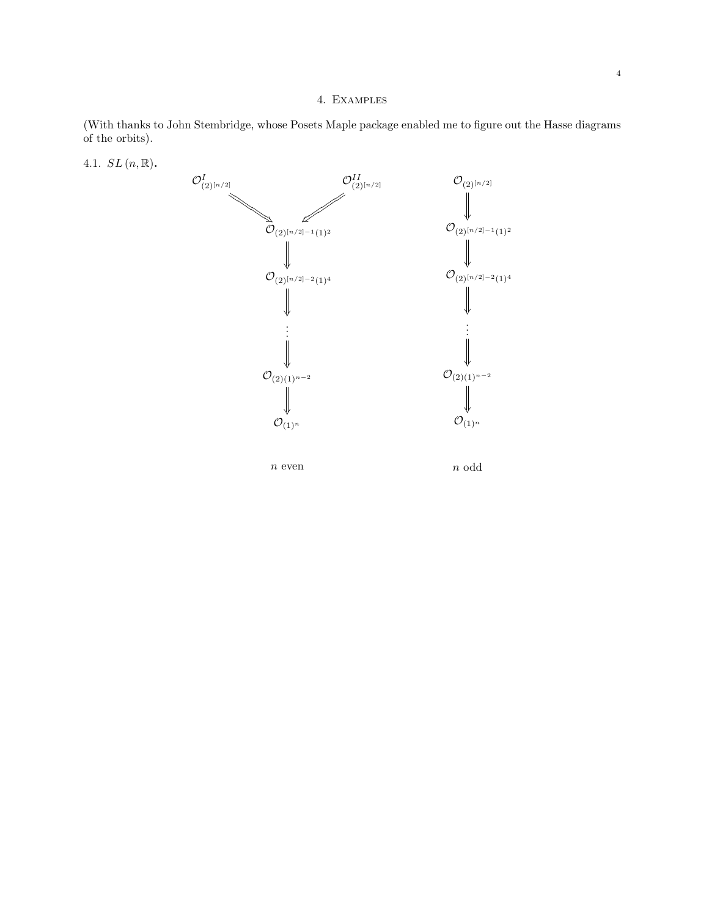## 4. Examples

(With thanks to John Stembridge, whose Posets Maple package enabled me to figure out the Hasse diagrams of the orbits).

### 4.1. $SL(n, \mathbb{R})$.

$$
\begin{array}{ccccc}
\mathcal{O}^{I}_{(2)^{[n/2]}} & & \mathcal{O}^{II}_{(2)^{[n/2]}} & & \mathcal{O}_{(2)^{[n/2]}} \\
& \searrow \swarrow & & & \Downarrow \\
& \mathcal{O}_{(2)^{[n/2]-1}(1)^2} & & & \mathcal{O}_{(2)^{[n/2]-1}(1)^2} \\
& \Downarrow & & & \Downarrow \\
& \mathcal{O}_{(2)^{[n/2]-2}(1)^4} & & & \mathcal{O}_{(2)^{[n/2]-2}(1)^4} \\
& \Downarrow & & & \Downarrow \\
& \vdots & & & \vdots \\
& \Downarrow & & & \Downarrow \\
& \mathcal{O}_{(2)(1)^{n-2}} & & & \mathcal{O}_{(2)(1)^{n-2}} \\
& \Downarrow & & & \Downarrow \\
& \mathcal{O}_{(1)^n} & & & \mathcal{O}_{(1)^n}
\end{array}
$$

$n$ even $\qquad\qquad$ $n$ odd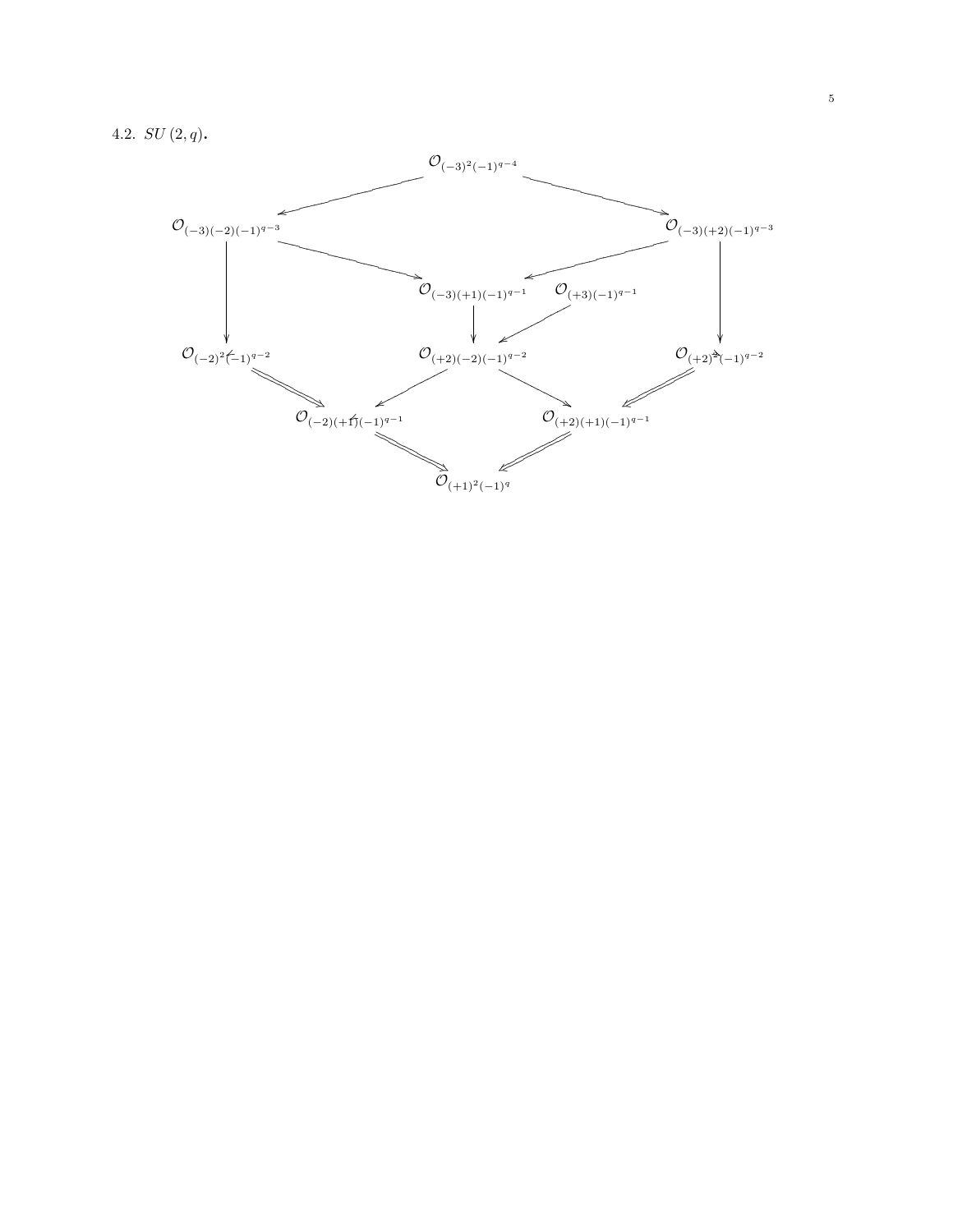### 4.2. $SU(2,q)$.

$$
\begin{array}{ccccc}
 & & \mathcal{O}_{(-3)^2(-1)^{q-4}} & & \\
\mathcal{O}_{(-3)(-2)(-1)^{q-3}} & & & & \mathcal{O}_{(-3)(+2)(-1)^{q-3}} \\
 & & \mathcal{O}_{(-3)(+1)(-1)^{q-1}} \quad \mathcal{O}_{(+3)(-1)^{q-1}} & & \\
\mathcal{O}_{(-2)^2(-1)^{q-2}} & & \mathcal{O}_{(+2)(-2)(-1)^{q-2}} & & \mathcal{O}_{(+2)^2(-1)^{q-2}} \\
 & \mathcal{O}_{(-2)(+1)(-1)^{q-1}} & & \mathcal{O}_{(+2)(+1)(-1)^{q-1}} & \\
 & & \mathcal{O}_{(+1)^2(-1)^{q}} & &
\end{array}
$$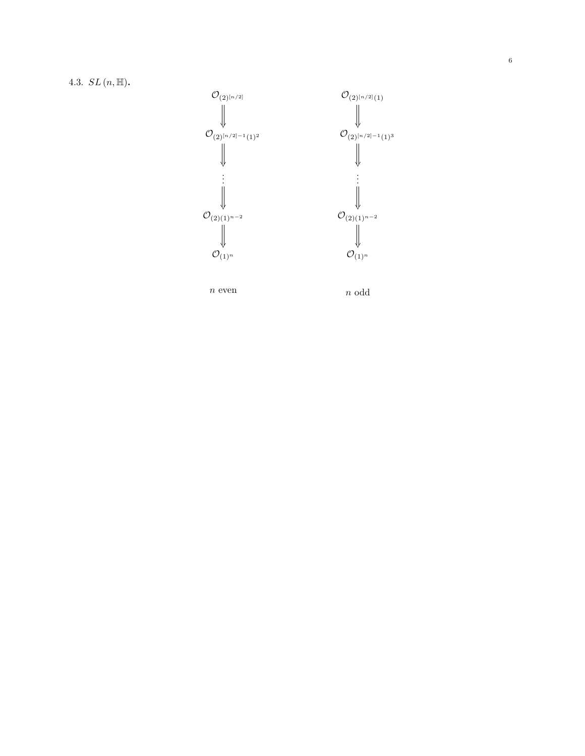### 4.3. $SL(n, \mathbb{H})$.

$$
\begin{array}{ccc}
\mathcal{O}_{(2)^{[n/2]}} & \qquad & \mathcal{O}_{(2)^{[n/2]}(1)} \\
\Downarrow & & \Downarrow \\
\mathcal{O}_{(2)^{[n/2]-1}(1)^2} & & \mathcal{O}_{(2)^{[n/2]-1}(1)^3} \\
\Downarrow & & \Downarrow \\
\vdots & & \vdots \\
\Downarrow & & \Downarrow \\
\mathcal{O}_{(2)(1)^{n-2}} & & \mathcal{O}_{(2)(1)^{n-2}} \\
\Downarrow & & \Downarrow \\
\mathcal{O}_{(1)^n} & & \mathcal{O}_{(1)^n} \\
 & & \\
n \text{ even} & & n \text{ odd}
\end{array}
$$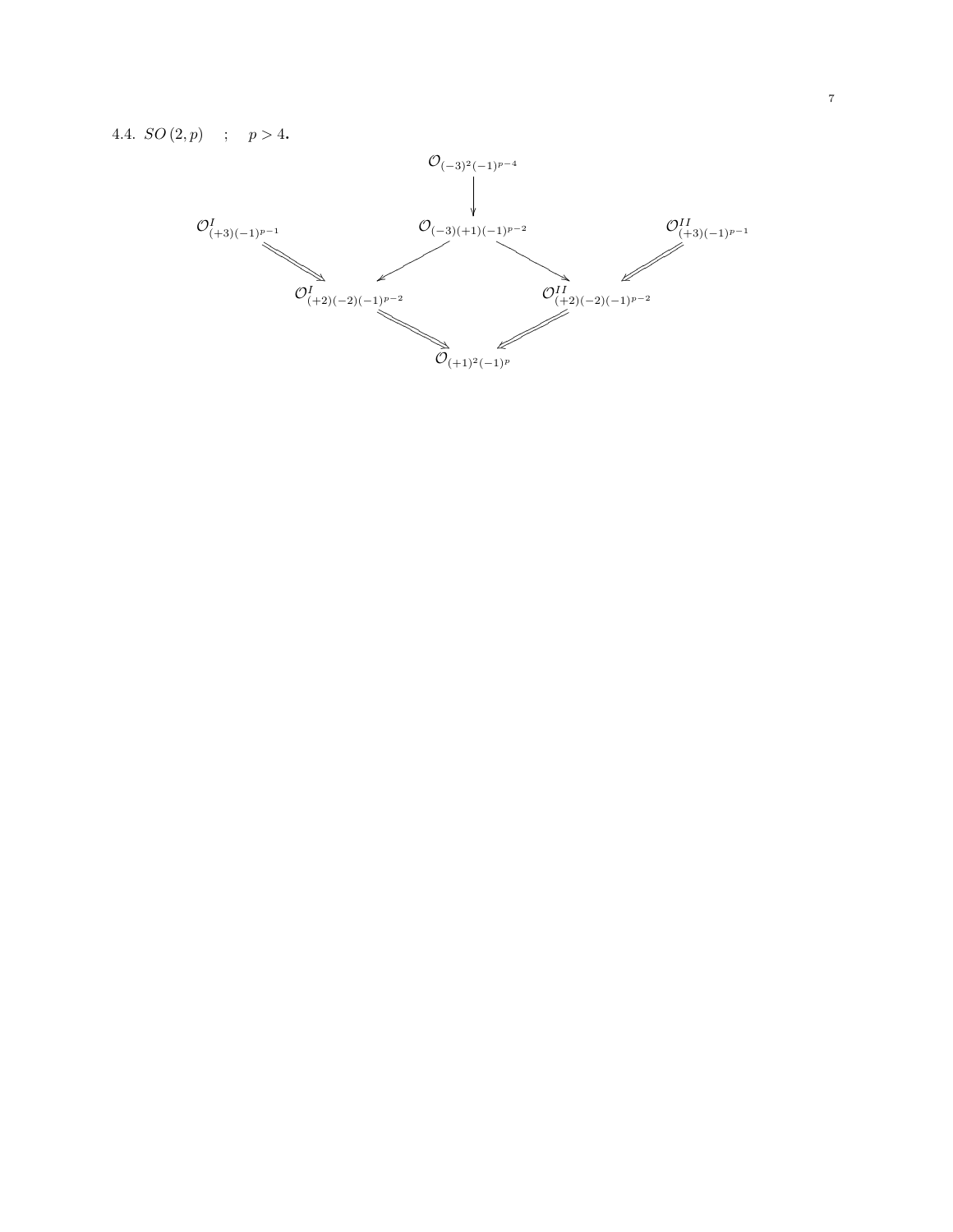### 4.4. $SO(2,p)$ ; $p > 4$.

$$\mathcal{O}_{(-3)^2(-1)^{p-4}}$$

$$\downarrow$$

$$\mathcal{O}^{I}_{(+3)(-1)^{p-1}} \qquad \mathcal{O}_{(-3)(+1)(-1)^{p-2}} \qquad \mathcal{O}^{II}_{(+3)(-1)^{p-1}}$$

$$\mathcal{O}^{I}_{(+2)(-2)(-1)^{p-2}} \qquad \mathcal{O}^{II}_{(+2)(-2)(-1)^{p-2}}$$

$$\mathcal{O}_{(+1)^2(-1)^{p}}$$

Arrows: $\mathcal{O}_{(-3)^2(-1)^{p-4}} \rightarrow \mathcal{O}_{(-3)(+1)(-1)^{p-2}}$; $\mathcal{O}^{I}_{(+3)(-1)^{p-1}} \Rightarrow \mathcal{O}^{I}_{(+2)(-2)(-1)^{p-2}}$; $\mathcal{O}_{(-3)(+1)(-1)^{p-2}} \rightarrow \mathcal{O}^{I}_{(+2)(-2)(-1)^{p-2}}$; $\mathcal{O}_{(-3)(+1)(-1)^{p-2}} \rightarrow \mathcal{O}^{II}_{(+2)(-2)(-1)^{p-2}}$; $\mathcal{O}^{II}_{(+3)(-1)^{p-1}} \Rightarrow \mathcal{O}^{II}_{(+2)(-2)(-1)^{p-2}}$; $\mathcal{O}^{I}_{(+2)(-2)(-1)^{p-2}} \Rightarrow \mathcal{O}_{(+1)^2(-1)^{p}}$; $\mathcal{O}^{II}_{(+2)(-2)(-1)^{p-2}} \Rightarrow \mathcal{O}_{(+1)^2(-1)^{p}}$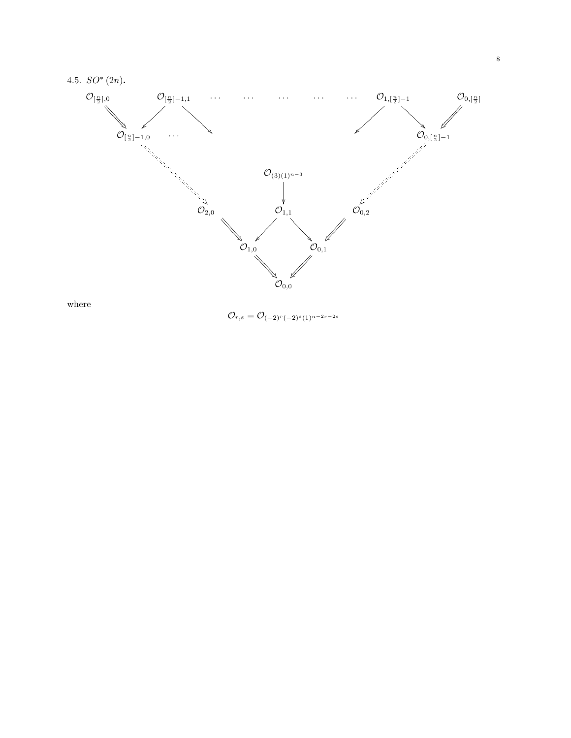### 4.5. $SO^*(2n)$.

$$
\begin{array}{ccccccccc}
\mathcal{O}_{[\frac{n}{2}],0} & & \mathcal{O}_{[\frac{n}{2}]-1,1} & \cdots & \cdots & \cdots & \cdots & \cdots & \mathcal{O}_{1,[\frac{n}{2}]-1} & & \mathcal{O}_{0,[\frac{n}{2}]} \\
& \mathcal{O}_{[\frac{n}{2}]-1,0} & \cdots & & & & & & & \mathcal{O}_{0,[\frac{n}{2}]-1} & \\
& & & & \mathcal{O}_{(3)(1)^{n-3}} & & & & & & \\
& & & \mathcal{O}_{2,0} & \mathcal{O}_{1,1} & \mathcal{O}_{0,2} & & & & & \\
& & & \mathcal{O}_{1,0} & & \mathcal{O}_{0,1} & & & & & \\
& & & & \mathcal{O}_{0,0} & & & & & &
\end{array}
$$

where

$$
\mathcal{O}_{r,s} = \mathcal{O}_{(+2)^r(-2)^s(1)^{n-2r-2s}}
$$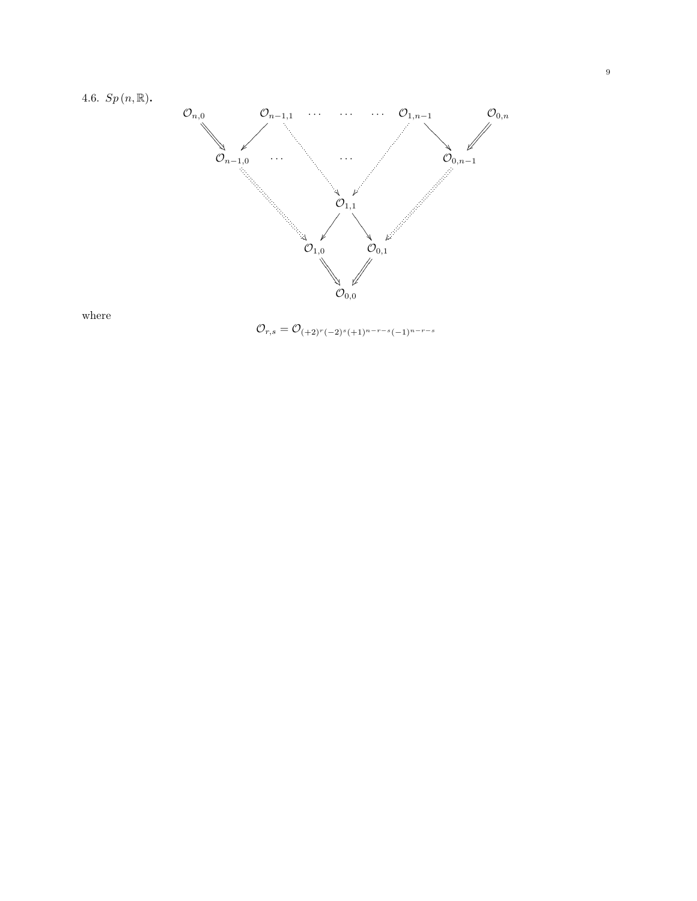### 4.6. $Sp(n, \mathbb{R})$.

$$
\begin{array}{ccccccccc}
\mathcal{O}_{n,0} & & \mathcal{O}_{n-1,1} & \cdots & \cdots & \cdots & \mathcal{O}_{1,n-1} & & \mathcal{O}_{0,n} \\
& \mathcal{O}_{n-1,0} & & \cdots & & \cdots & & \mathcal{O}_{0,n-1} & \\
& & & & \mathcal{O}_{1,1} & & & & \\
& & & \mathcal{O}_{1,0} & & \mathcal{O}_{0,1} & & & \\
& & & & \mathcal{O}_{0,0} & & & &
\end{array}
$$

where

$$
\mathcal{O}_{r,s} = \mathcal{O}_{(+2)^r(-2)^s(+1)^{n-r-s}(-1)^{n-r-s}}
$$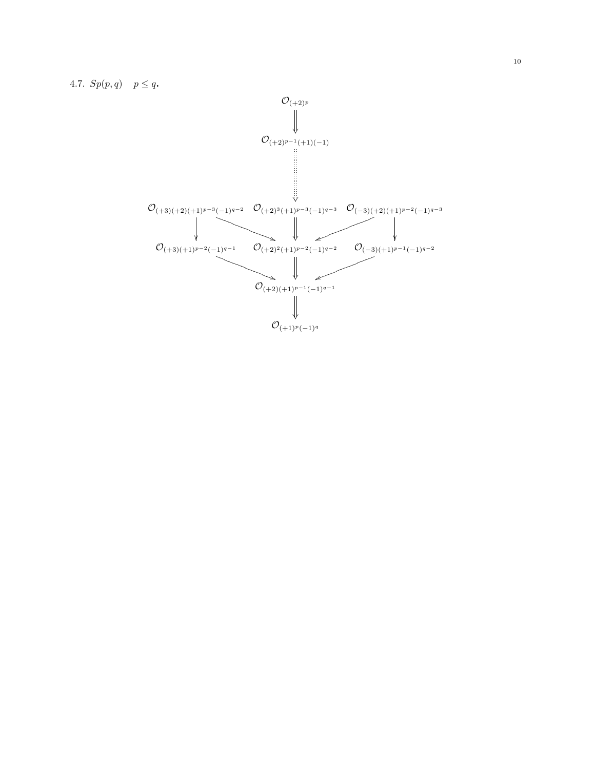4.7. $Sp(p,q) \quad p \leq q$.

$$
\begin{array}{ccc}
 & \mathcal{O}_{(+2)^p} & \\
 & \Downarrow & \\
 & \mathcal{O}_{(+2)^{p-1}(+1)(-1)} & \\
 & \vdots & \\
\mathcal{O}_{(+3)(+2)(+1)^{p-3}(-1)^{q-2}} & \mathcal{O}_{(+2)^3(+1)^{p-3}(-1)^{q-3}} & \mathcal{O}_{(-3)(+2)(+1)^{p-2}(-1)^{q-3}} \\
\downarrow & \Downarrow & \downarrow \\
\mathcal{O}_{(+3)(+1)^{p-2}(-1)^{q-1}} & \mathcal{O}_{(+2)^2(+1)^{p-2}(-1)^{q-2}} & \mathcal{O}_{(-3)(+1)^{p-1}(-1)^{q-2}} \\
 & \Downarrow & \\
 & \mathcal{O}_{(+2)(+1)^{p-1}(-1)^{q-1}} & \\
 & \Downarrow & \\
 & \mathcal{O}_{(+1)^p(-1)^q} &
\end{array}
$$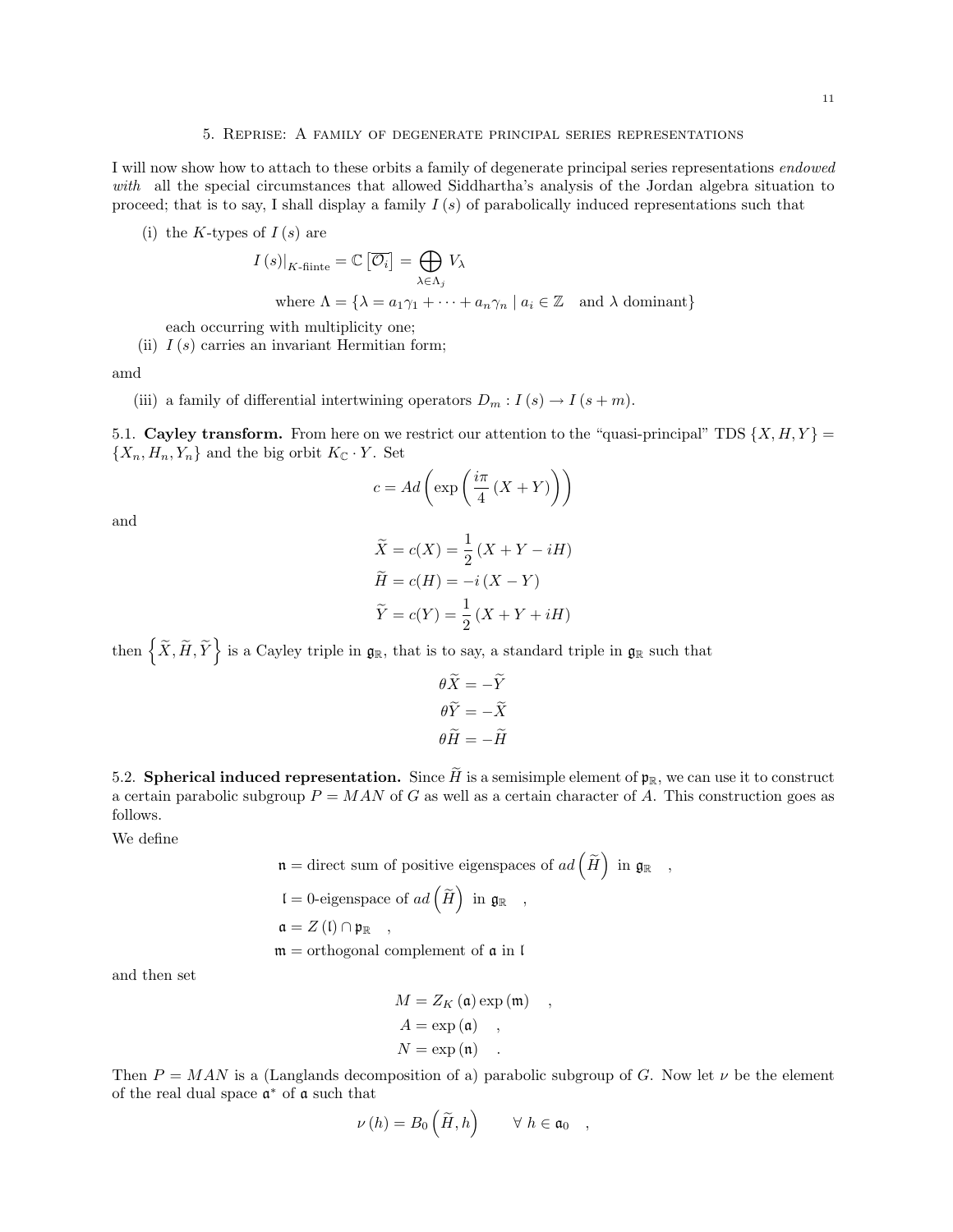## 5. Reprise: A family of degenerate principal series representations

I will now show how to attach to these orbits a family of degenerate principal series representations *endowed with* all the special circumstances that allowed Siddhartha's analysis of the Jordan algebra situation to proceed; that is to say, I shall display a family $I(s)$ of parabolically induced representations such that

(i) the $K$-types of $I(s)$ are

$$I(s)|_{K\text{-fiinte}} = \mathbb{C}\left[\overline{\mathcal{O}_i}\right] = \bigoplus_{\lambda \in \Lambda_j} V_\lambda$$

$$\text{where } \Lambda = \{\lambda = a_1\gamma_1 + \cdots + a_n\gamma_n \mid a_i \in \mathbb{Z} \quad \text{and } \lambda \text{ dominant}\}$$

each occurring with multiplicity one;

(ii) $I(s)$ carries an invariant Hermitian form;

amd

(iii) a family of differential intertwining operators $D_m : I(s) \to I(s+m)$.

**5.1. Cayley transform.** From here on we restrict our attention to the "quasi-principal" TDS $\{X, H, Y\} = \{X_n, H_n, Y_n\}$ and the big orbit $K_{\mathbb{C}} \cdot Y$. Set

$$c = Ad\left(\exp\left(\frac{i\pi}{4}(X+Y)\right)\right)$$

and

$$\widetilde{X} = c(X) = \frac{1}{2}(X + Y - iH)$$

$$\widetilde{H} = c(H) = -i(X - Y)$$

$$\widetilde{Y} = c(Y) = \frac{1}{2}(X + Y + iH)$$

then $\left\{\widetilde{X}, \widetilde{H}, \widetilde{Y}\right\}$ is a Cayley triple in $\mathfrak{g}_{\mathbb{R}}$, that is to say, a standard triple in $\mathfrak{g}_{\mathbb{R}}$ such that

$$\theta\widetilde{X} = -\widetilde{Y}$$

$$\theta\widetilde{Y} = -\widetilde{X}$$

$$\theta\widetilde{H} = -\widetilde{H}$$

**5.2. Spherical induced representation.** Since $\widetilde{H}$ is a semisimple element of $\mathfrak{p}_{\mathbb{R}}$, we can use it to construct a certain parabolic subgroup $P = MAN$ of $G$ as well as a certain character of $A$. This construction goes as follows.

We define

$$\mathfrak{n} = \text{direct sum of positive eigenspaces of } ad\left(\widetilde{H}\right) \text{ in } \mathfrak{g}_{\mathbb{R}} \quad ,$$

$$\mathfrak{l} = 0\text{-eigenspace of } ad\left(\widetilde{H}\right) \text{ in } \mathfrak{g}_{\mathbb{R}} \quad ,$$

$$\mathfrak{a} = Z(\mathfrak{l}) \cap \mathfrak{p}_{\mathbb{R}} \quad ,$$

$$\mathfrak{m} = \text{orthogonal complement of } \mathfrak{a} \text{ in } \mathfrak{l}$$

and then set

$$M = Z_K(\mathfrak{a}) \exp(\mathfrak{m}) \quad ,$$

$$A = \exp(\mathfrak{a}) \quad ,$$

$$N = \exp(\mathfrak{n}) \quad .$$

Then $P = MAN$ is a (Langlands decomposition of a) parabolic subgroup of $G$. Now let $\nu$ be the element of the real dual space $\mathfrak{a}^*$ of $\mathfrak{a}$ such that

$$\nu(h) = B_0\left(\widetilde{H}, h\right) \qquad \forall\, h \in \mathfrak{a}_0 \quad ,$$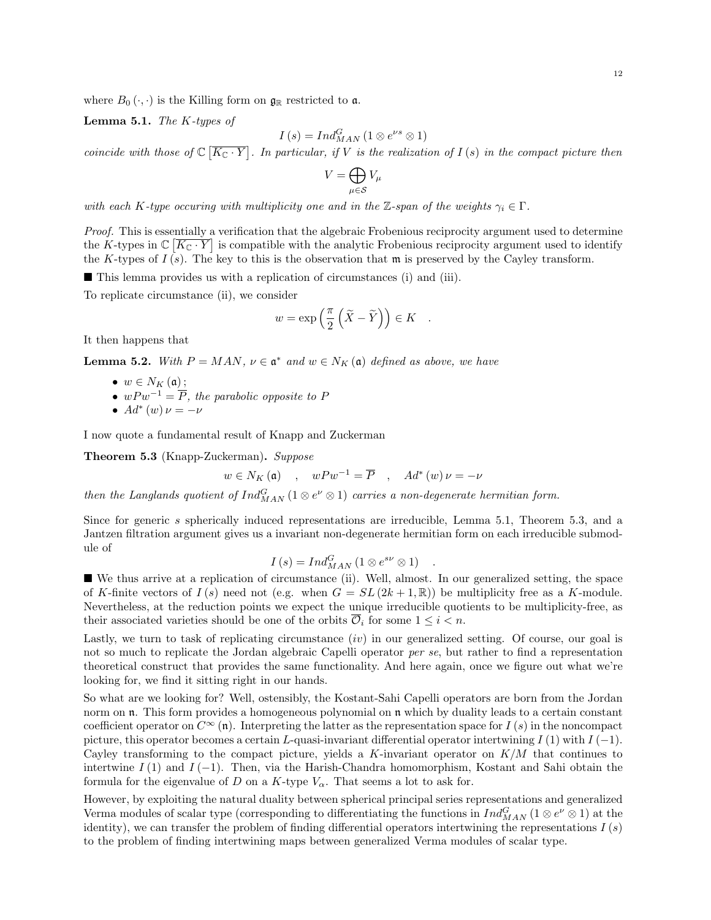where $B_0(\cdot,\cdot)$ is the Killing form on $\mathfrak{g}_{\mathbb{R}}$ restricted to $\mathfrak{a}$.

**Lemma 5.1.** *The $K$-types of*

$$I(s) = Ind_{MAN}^{G}\left(1 \otimes e^{\nu s} \otimes 1\right)$$

*coincide with those of $\mathbb{C}\left[\overline{K_{\mathbb{C}} \cdot Y}\right]$. In particular, if $V$ is the realization of $I(s)$ in the compact picture then*

$$V = \bigoplus_{\mu \in \mathcal{S}} V_\mu$$

*with each $K$-type occuring with multiplicity one and in the $\mathbb{Z}$-span of the weights $\gamma_i \in \Gamma$.*

*Proof.* This is essentially a verification that the algebraic Frobenious reciprocity argument used to determine the $K$-types in $\mathbb{C}\left[\overline{K_{\mathbb{C}} \cdot Y}\right]$ is compatible with the analytic Frobenious reciprocity argument used to identify the $K$-types of $I(s)$. The key to this is the observation that $\mathfrak{m}$ is preserved by the Cayley transform.

■ This lemma provides us with a replication of circumstances (i) and (iii).

To replicate circumstance (ii), we consider

$$w = \exp\left(\frac{\pi}{2}\left(\widetilde{X} - \widetilde{Y}\right)\right) \in K \quad .$$

It then happens that

**Lemma 5.2.** *With $P = MAN$, $\nu \in \mathfrak{a}^*$ and $w \in N_K(\mathfrak{a})$ defined as above, we have*

- *$w \in N_K(\mathfrak{a})$;*
- *$wPw^{-1} = \overline{P}$, the parabolic opposite to $P$*
- *$Ad^*(w)\nu = -\nu$*

I now quote a fundamental result of Knapp and Zuckerman

**Theorem 5.3** (Knapp-Zuckerman)**.** *Suppose*

$$w \in N_K(\mathfrak{a}) \quad , \quad wPw^{-1} = \overline{P} \quad , \quad Ad^*(w)\nu = -\nu$$

*then the Langlands quotient of $Ind_{MAN}^{G}\left(1 \otimes e^{\nu} \otimes 1\right)$ carries a non-degenerate hermitian form.*

Since for generic $s$ spherically induced representations are irreducible, Lemma 5.1, Theorem 5.3, and a Jantzen filtration argument gives us a invariant non-degenerate hermitian form on each irreducible submodule of

$$I(s) = Ind_{MAN}^{G}\left(1 \otimes e^{s\nu} \otimes 1\right) \quad .$$

■ We thus arrive at a replication of circumstance (ii). Well, almost. In our generalized setting, the space of $K$-finite vectors of $I(s)$ need not (e.g. when $G = SL(2k+1,\mathbb{R})$) be multiplicity free as a $K$-module. Nevertheless, at the reduction points we expect the unique irreducible quotients to be multiplicity-free, as their associated varieties should be one of the orbits $\overline{\mathcal{O}}_i$ for some $1 \leq i < n$.

Lastly, we turn to task of replicating circumstance $(iv)$ in our generalized setting. Of course, our goal is not so much to replicate the Jordan algebraic Capelli operator *per se*, but rather to find a representation theoretical construct that provides the same functionality. And here again, once we figure out what we're looking for, we find it sitting right in our hands.

So what are we looking for? Well, ostensibly, the Kostant-Sahi Capelli operators are born from the Jordan norm on $\mathfrak{n}$. This form provides a homogeneous polynomial on $\mathfrak{n}$ which by duality leads to a certain constant coefficient operator on $C^\infty(\mathfrak{n})$. Interpreting the latter as the representation space for $I(s)$ in the noncompact picture, this operator becomes a certain $L$-quasi-invariant differential operator intertwining $I(1)$ with $I(-1)$. Cayley transforming to the compact picture, yields a $K$-invariant operator on $K/M$ that continues to intertwine $I(1)$ and $I(-1)$. Then, via the Harish-Chandra homomorphism, Kostant and Sahi obtain the formula for the eigenvalue of $D$ on a $K$-type $V_\alpha$. That seems a lot to ask for.

However, by exploiting the natural duality between spherical principal series representations and generalized Verma modules of scalar type (corresponding to differentiating the functions in $Ind_{MAN}^{G}\left(1 \otimes e^{\nu} \otimes 1\right)$ at the identity), we can transfer the problem of finding differential operators intertwining the representations $I(s)$ to the problem of finding intertwining maps between generalized Verma modules of scalar type.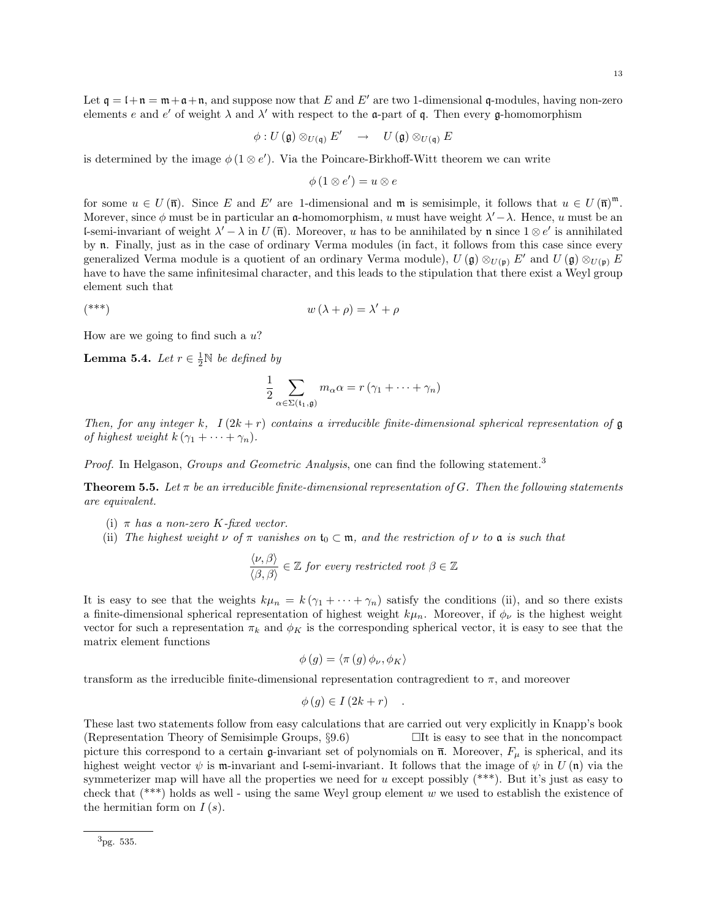Let $\mathfrak{q} = \mathfrak{l} + \mathfrak{n} = \mathfrak{m} + \mathfrak{a} + \mathfrak{n}$, and suppose now that $E$ and $E'$ are two 1-dimensional $\mathfrak{q}$-modules, having non-zero elements $e$ and $e'$ of weight $\lambda$ and $\lambda'$ with respect to the $\mathfrak{a}$-part of $\mathfrak{q}$. Then every $\mathfrak{g}$-homomorphism

$$\phi : U(\mathfrak{g}) \otimes_{U(\mathfrak{q})} E' \quad \rightarrow \quad U(\mathfrak{g}) \otimes_{U(\mathfrak{q})} E$$

is determined by the image $\phi(1 \otimes e')$. Via the Poincare-Birkhoff-Witt theorem we can write

$$\phi(1 \otimes e') = u \otimes e$$

for some $u \in U(\overline{\mathfrak{n}})$. Since $E$ and $E'$ are 1-dimensional and $\mathfrak{m}$ is semisimple, it follows that $u \in U(\overline{\mathfrak{n}})^{\mathfrak{m}}$. Morever, since $\phi$ must be in particular an $\mathfrak{a}$-homomorphism, $u$ must have weight $\lambda' - \lambda$. Hence, $u$ must be an $\mathfrak{l}$-semi-invariant of weight $\lambda' - \lambda$ in $U(\overline{\mathfrak{n}})$. Moreover, $u$ has to be annihilated by $\mathfrak{n}$ since $1 \otimes e'$ is annihilated by $\mathfrak{n}$. Finally, just as in the case of ordinary Verma modules (in fact, it follows from this case since every generalized Verma module is a quotient of an ordinary Verma module), $U(\mathfrak{g}) \otimes_{U(\mathfrak{p})} E'$ and $U(\mathfrak{g}) \otimes_{U(\mathfrak{p})} E$ have to have the same infinitesimal character, and this leads to the stipulation that there exist a Weyl group element such that

$$w(\lambda + \rho) = \lambda' + \rho \tag{***}$$

How are we going to find such a $u$?

**Lemma 5.4.** *Let $r \in \frac{1}{2}\mathbb{N}$ be defined by*

$$\frac{1}{2} \sum_{\alpha \in \Sigma(\mathfrak{t}_1, \mathfrak{g})} m_\alpha \alpha = r(\gamma_1 + \cdots + \gamma_n)$$

*Then, for any integer $k$, $I(2k + r)$ contains a irreducible finite-dimensional spherical representation of $\mathfrak{g}$ of highest weight $k(\gamma_1 + \cdots + \gamma_n)$.*

*Proof.* In Helgason, *Groups and Geometric Analysis*, one can find the following statement.[3]

**Theorem 5.5.** *Let $\pi$ be an irreducible finite-dimensional representation of $G$. Then the following statements are equivalent.*

(i) *$\pi$ has a non-zero $K$-fixed vector.*
(ii) *The highest weight $\nu$ of $\pi$ vanishes on $\mathfrak{t}_0 \subset \mathfrak{m}$, and the restriction of $\nu$ to $\mathfrak{a}$ is such that*

$$\frac{\langle \nu, \beta \rangle}{\langle \beta, \beta \rangle} \in \mathbb{Z} \text{ for every restricted root } \beta \in \mathbb{Z}$$

It is easy to see that the weights $k\mu_n = k(\gamma_1 + \cdots + \gamma_n)$ satisfy the conditions (ii), and so there exists a finite-dimensional spherical representation of highest weight $k\mu_n$. Moreover, if $\phi_\nu$ is the highest weight vector for such a representation $\pi_k$ and $\phi_K$ is the corresponding spherical vector, it is easy to see that the matrix element functions

$$\phi(g) = \langle \pi(g) \phi_\nu, \phi_K \rangle$$

transform as the irreducible finite-dimensional representation contragredient to $\pi$, and moreover

$$\phi(g) \in I(2k + r) \quad .$$

These last two statements follow from easy calculations that are carried out very explicitly in Knapp's book (Representation Theory of Semisimple Groups, §9.6) □It is easy to see that in the noncompact picture this correspond to a certain $\mathfrak{g}$-invariant set of polynomials on $\overline{\mathfrak{n}}$. Moreover, $F_\mu$ is spherical, and its highest weight vector $\psi$ is $\mathfrak{m}$-invariant and $\mathfrak{l}$-semi-invariant. It follows that the image of $\psi$ in $U(\mathfrak{n})$ via the symmeterizer map will have all the properties we need for $u$ except possibly (***). But it's just as easy to check that (***) holds as well - using the same Weyl group element $w$ we used to establish the existence of the hermitian form on $I(s)$.

[3] pg. 535.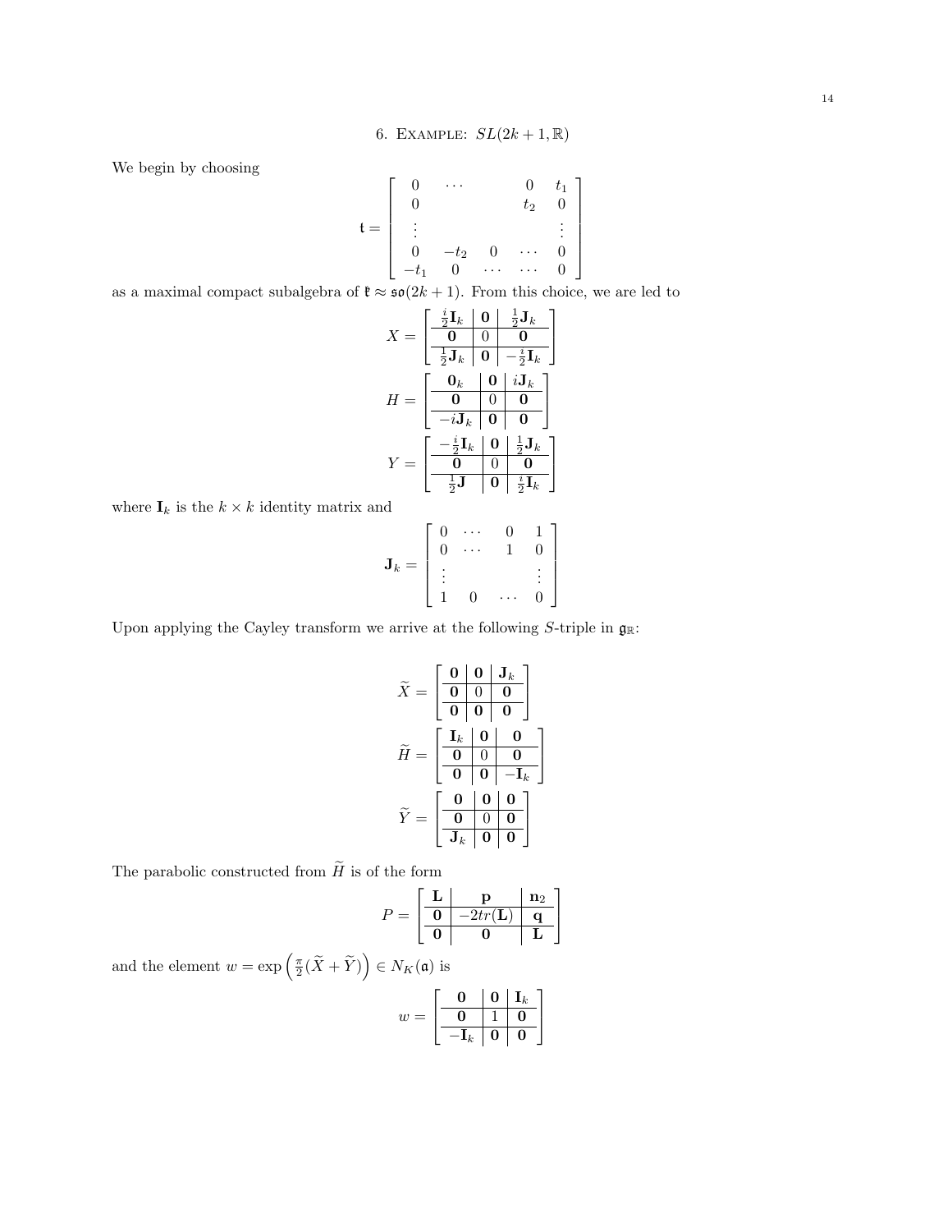## 6. Example: $SL(2k+1, \mathbb{R})$

We begin by choosing

$$\mathfrak{t} = \left[ \begin{array}{ccccc} 0 & \cdots & & 0 & t_1 \\ 0 & & & t_2 & 0 \\ \vdots & & & & \vdots \\ 0 & -t_2 & 0 & \cdots & 0 \\ -t_1 & 0 & \cdots & \cdots & 0 \end{array} \right]$$

as a maximal compact subalgebra of $\mathfrak{k} \approx \mathfrak{so}(2k+1)$. From this choice, we are led to

$$X = \left[ \begin{array}{c|c|c} \frac{i}{2}\mathbf{I}_k & \mathbf{0} & \frac{1}{2}\mathbf{J}_k \\ \hline \mathbf{0} & 0 & \mathbf{0} \\ \hline \frac{1}{2}\mathbf{J}_k & \mathbf{0} & -\frac{i}{2}\mathbf{I}_k \end{array} \right]$$

$$H = \left[ \begin{array}{c|c|c} \mathbf{0}_k & \mathbf{0} & i\mathbf{J}_k \\ \hline \mathbf{0} & 0 & \mathbf{0} \\ \hline -i\mathbf{J}_k & \mathbf{0} & \mathbf{0} \end{array} \right]$$

$$Y = \left[ \begin{array}{c|c|c} -\frac{i}{2}\mathbf{I}_k & \mathbf{0} & \frac{1}{2}\mathbf{J}_k \\ \hline \mathbf{0} & 0 & \mathbf{0} \\ \hline \frac{1}{2}\mathbf{J} & \mathbf{0} & \frac{i}{2}\mathbf{I}_k \end{array} \right]$$

where $\mathbf{I}_k$ is the $k \times k$ identity matrix and

$$\mathbf{J}_k = \left[ \begin{array}{cccc} 0 & \cdots & 0 & 1 \\ 0 & \cdots & 1 & 0 \\ \vdots & & & \vdots \\ 1 & 0 & \cdots & 0 \end{array} \right]$$

Upon applying the Cayley transform we arrive at the following $S$-triple in $\mathfrak{g}_{\mathbb{R}}$:

$$\widetilde{X} = \left[ \begin{array}{c|c|c} \mathbf{0} & \mathbf{0} & \mathbf{J}_k \\ \hline \mathbf{0} & 0 & \mathbf{0} \\ \hline \mathbf{0} & \mathbf{0} & \mathbf{0} \end{array} \right]$$

$$\widetilde{H} = \left[ \begin{array}{c|c|c} \mathbf{I}_k & \mathbf{0} & \mathbf{0} \\ \hline \mathbf{0} & 0 & \mathbf{0} \\ \hline \mathbf{0} & \mathbf{0} & -\mathbf{I}_k \end{array} \right]$$

$$\widetilde{Y} = \left[ \begin{array}{c|c|c} \mathbf{0} & \mathbf{0} & \mathbf{0} \\ \hline \mathbf{0} & 0 & \mathbf{0} \\ \hline \mathbf{J}_k & \mathbf{0} & \mathbf{0} \end{array} \right]$$

The parabolic constructed from $\widetilde{H}$ is of the form

$$P = \left[ \begin{array}{c|c|c} \mathbf{L} & \mathbf{p} & \mathbf{n}_2 \\ \hline \mathbf{0} & -2tr(\mathbf{L}) & \mathbf{q} \\ \hline \mathbf{0} & \mathbf{0} & \mathbf{L} \end{array} \right]$$

and the element $w = \exp\left(\frac{\pi}{2}(\widetilde{X} + \widetilde{Y})\right) \in N_K(\mathfrak{a})$ is

$$w = \left[ \begin{array}{c|c|c} \mathbf{0} & \mathbf{0} & \mathbf{I}_k \\ \hline \mathbf{0} & 1 & \mathbf{0} \\ \hline -\mathbf{I}_k & \mathbf{0} & \mathbf{0} \end{array} \right]$$